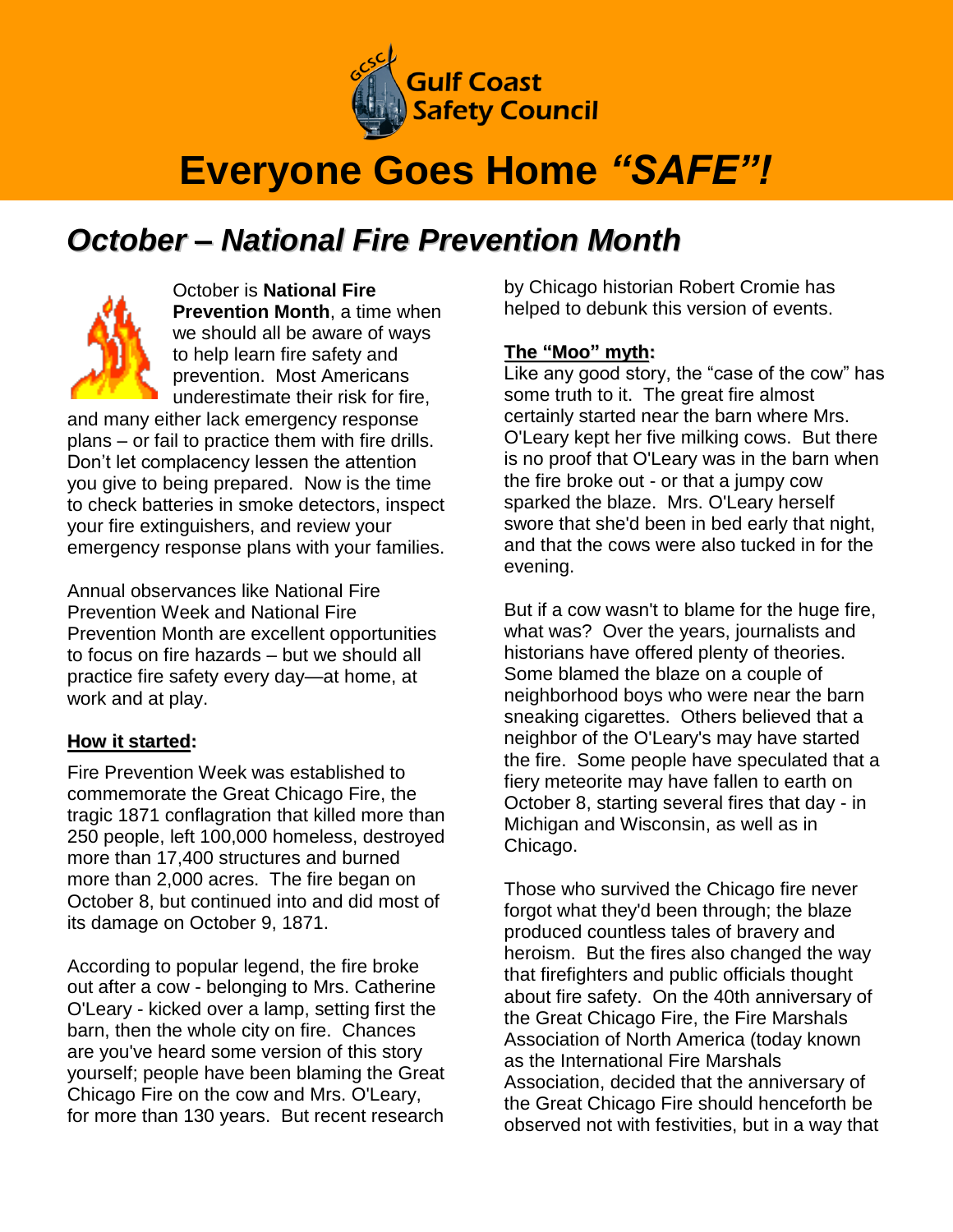Gulf Coast Safety Council

# Everyone Goes Home *"SAFE"!*

## *October – National Fire Prevention Month*

October is **National Fire Prevention Month**, a time when we should all be aware of ways to help learn fire safety and prevention. Most Americans underestimate their risk for fire, and many either lack emergency response plans – or fail to practice them with fire drills. Don't let complacency lessen the attention you give to being prepared. Now is the time to check batteries in smoke detectors, inspect your fire extinguishers, and review your emergency response plans with your families.

Annual observances like National Fire Prevention Week and National Fire Prevention Month are excellent opportunities to focus on fire hazards – but we should all practice fire safety every day—at home, at work and at play.

**How it started:**

Fire Prevention Week was established to commemorate the Great Chicago Fire, the tragic 1871 conflagration that killed more than 250 people, left 100,000 homeless, destroyed more than 17,400 structures and burned more than 2,000 acres. The fire began on October 8, but continued into and did most of its damage on October 9, 1871.

According to popular legend, the fire broke out after a cow - belonging to Mrs. Catherine O'Leary - kicked over a lamp, setting first the barn, then the whole city on fire. Chances are you've heard some version of this story yourself; people have been blaming the Great Chicago Fire on the cow and Mrs. O'Leary, for more than 130 years. But recent research by Chicago historian Robert Cromie has helped to debunk this version of events.

**The "Moo" myth:**

Like any good story, the "case of the cow" has some truth to it. The great fire almost certainly started near the barn where Mrs. O'Leary kept her five milking cows. But there is no proof that O'Leary was in the barn when the fire broke out - or that a jumpy cow sparked the blaze. Mrs. O'Leary herself swore that she'd been in bed early that night, and that the cows were also tucked in for the evening.

But if a cow wasn't to blame for the huge fire, what was? Over the years, journalists and historians have offered plenty of theories. Some blamed the blaze on a couple of neighborhood boys who were near the barn sneaking cigarettes. Others believed that a neighbor of the O'Leary's may have started the fire. Some people have speculated that a fiery meteorite may have fallen to earth on October 8, starting several fires that day - in Michigan and Wisconsin, as well as in Chicago.

Those who survived the Chicago fire never forgot what they'd been through; the blaze produced countless tales of bravery and heroism. But the fires also changed the way that firefighters and public officials thought about fire safety. On the 40th anniversary of the Great Chicago Fire, the Fire Marshals Association of North America (today known as the International Fire Marshals Association, decided that the anniversary of the Great Chicago Fire should henceforth be observed not with festivities, but in a way that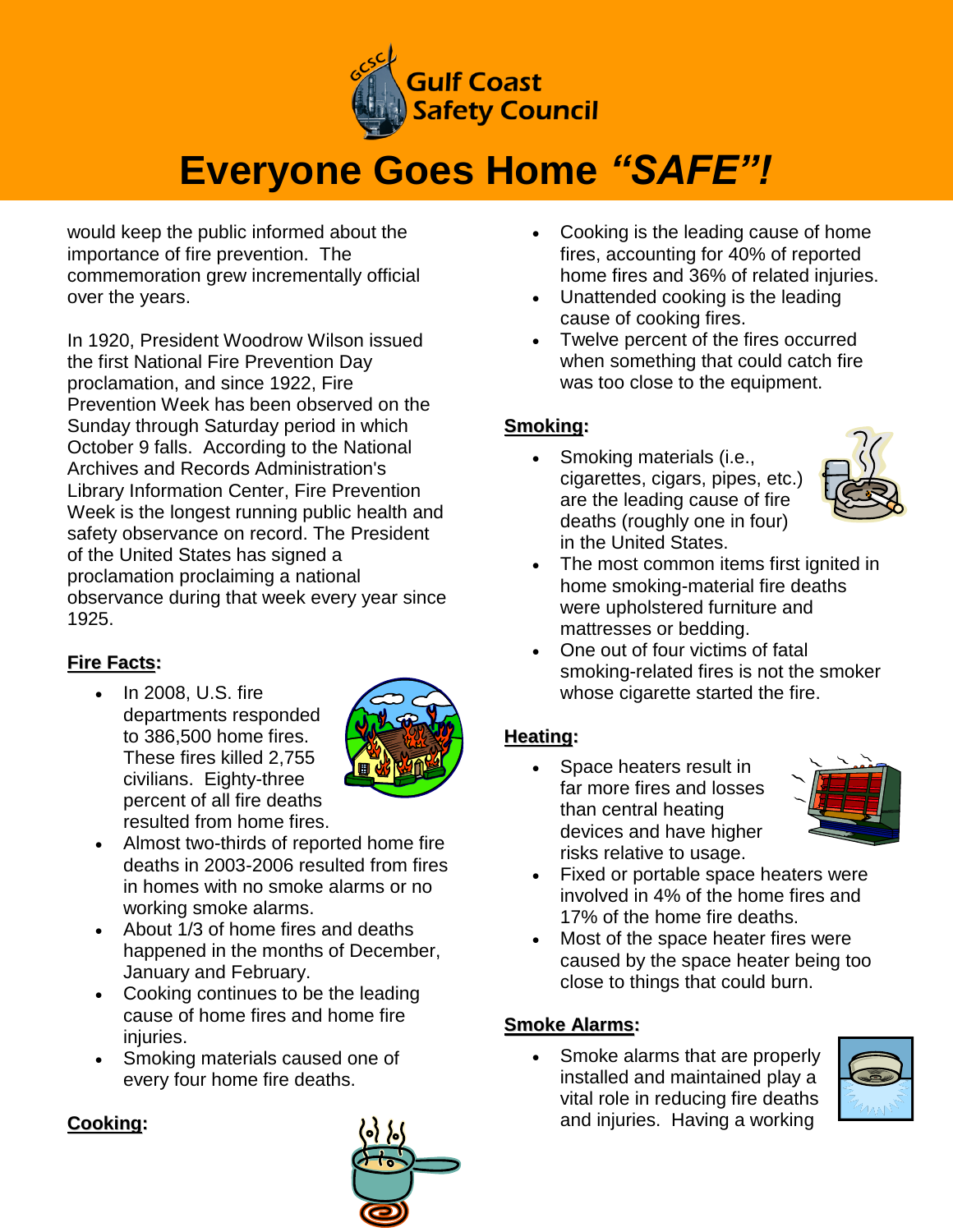would keep the public informed about the importance of fire prevention. The commemoration grew incrementally official over the years.

In 1920, President Woodrow Wilson issued the first National Fire Prevention Day proclamation, and since 1922, Fire Prevention Week has been observed on the Sunday through Saturday period in which October 9 falls. According to the National Archives and Records Administration's Library Information Center, Fire Prevention Week is the longest running public health and safety observance on record. The President of the United States has signed a proclamation proclaiming a national observance during that week every year since 1925.

**Fire Facts:**

- In 2008, U.S. fire departments responded to 386,500 home fires. These fires killed 2,755 civilians. Eighty-three percent of all fire deaths resulted from home fires.
- Almost two-thirds of reported home fire deaths in 2003-2006 resulted from fires in homes with no smoke alarms or no working smoke alarms.
- About 1/3 of home fires and deaths happened in the months of December, January and February.
- Cooking continues to be the leading cause of home fires and home fire injuries.
- Smoking materials caused one of every four home fire deaths.

**Cooking:**

- Cooking is the leading cause of home fires, accounting for 40% of reported home fires and 36% of related injuries.
- Unattended cooking is the leading cause of cooking fires.
- Twelve percent of the fires occurred when something that could catch fire was too close to the equipment.

**Smoking:**

- Smoking materials (i.e., cigarettes, cigars, pipes, etc.) are the leading cause of fire deaths (roughly one in four) in the United States.
- The most common items first ignited in home smoking-material fire deaths were upholstered furniture and mattresses or bedding.
- One out of four victims of fatal smoking-related fires is not the smoker whose cigarette started the fire.

**Heating:**

- Space heaters result in far more fires and losses than central heating devices and have higher risks relative to usage.
- Fixed or portable space heaters were involved in 4% of the home fires and 17% of the home fire deaths.
- Most of the space heater fires were caused by the space heater being too close to things that could burn.

**Smoke Alarms:**

- Smoke alarms that are properly installed and maintained play a vital role in reducing fire deaths and injuries. Having a working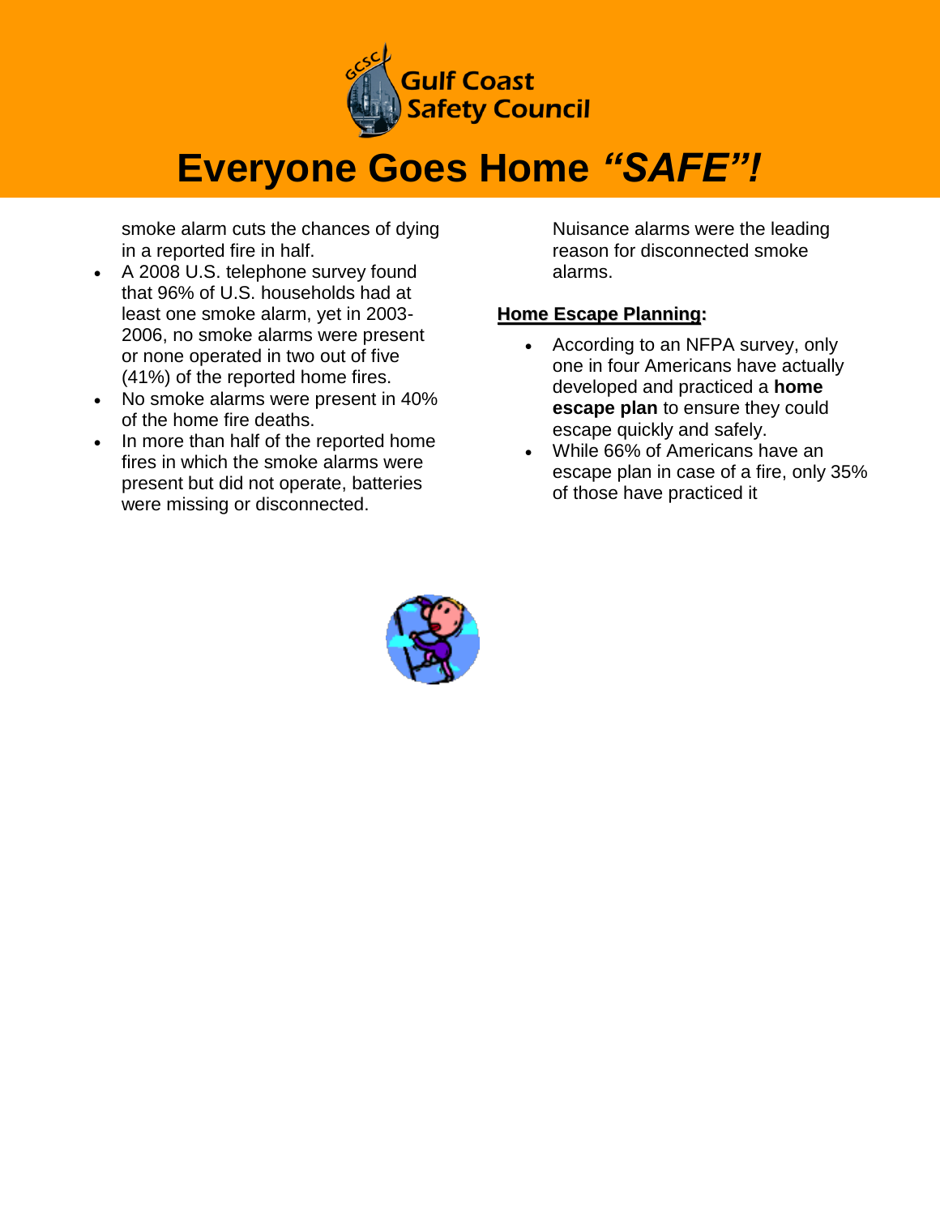smoke alarm cuts the chances of dying in a reported fire in half.

- A 2008 U.S. telephone survey found that 96% of U.S. households had at least one smoke alarm, yet in 2003-2006, no smoke alarms were present or none operated in two out of five (41%) of the reported home fires.
- No smoke alarms were present in 40% of the home fire deaths.
- In more than half of the reported home fires in which the smoke alarms were present but did not operate, batteries were missing or disconnected.

Nuisance alarms were the leading reason for disconnected smoke alarms.

**Home Escape Planning:**

- According to an NFPA survey, only one in four Americans have actually developed and practiced a **home escape plan** to ensure they could escape quickly and safely.
- While 66% of Americans have an escape plan in case of a fire, only 35% of those have practiced it